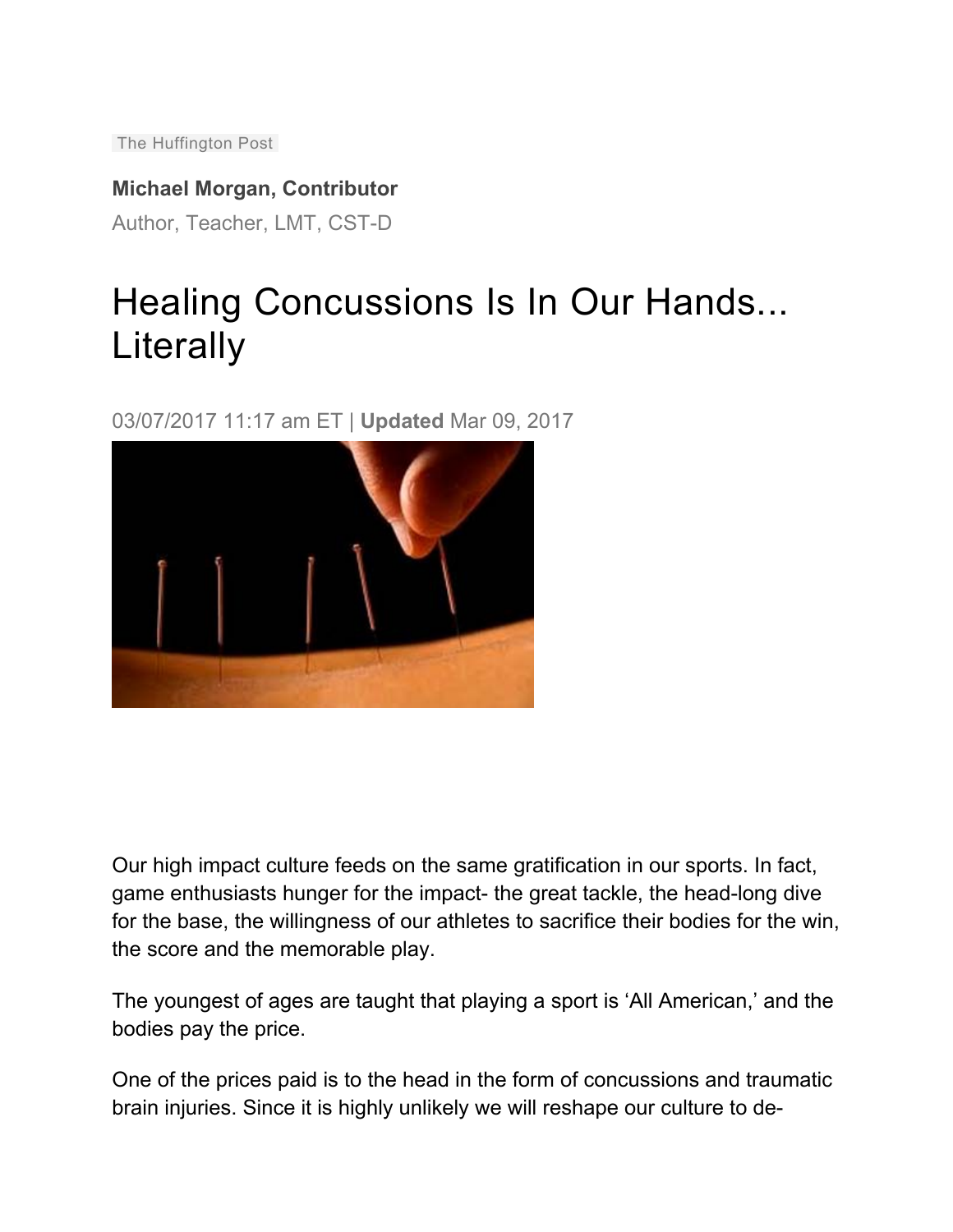The Huffington Post

**Michael Morgan, Contributor**

Author, Teacher, LMT, CST-D

# Healing Concussions Is In Our Hands... Literally

03/07/2017 11:17 am ET | **Updated** Mar 09, 2017

Our high impact culture feeds on the same gratification in our sports. In fact, game enthusiasts hunger for the impact- the great tackle, the head-long dive for the base, the willingness of our athletes to sacrifice their bodies for the win, the score and the memorable play.

The youngest of ages are taught that playing a sport is 'All American,' and the bodies pay the price.

One of the prices paid is to the head in the form of concussions and traumatic brain injuries. Since it is highly unlikely we will reshape our culture to de-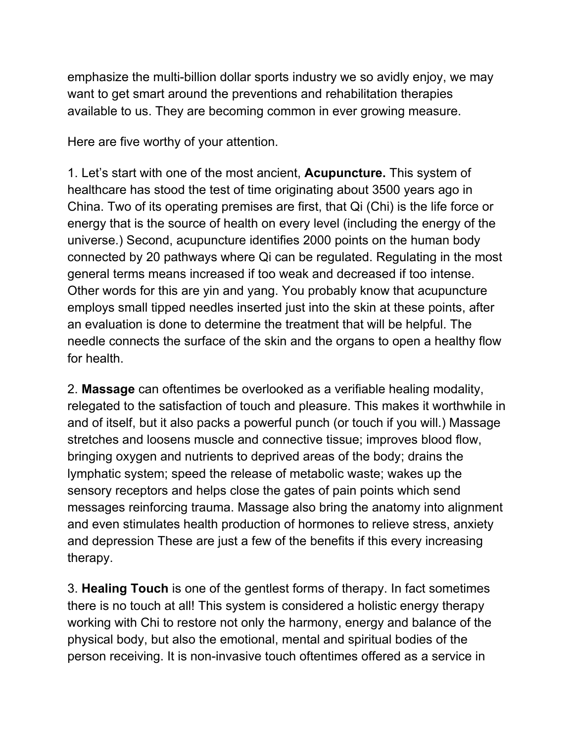emphasize the multi-billion dollar sports industry we so avidly enjoy, we may want to get smart around the preventions and rehabilitation therapies available to us. They are becoming common in ever growing measure.

Here are five worthy of your attention.

1. Let's start with one of the most ancient, **Acupuncture.** This system of healthcare has stood the test of time originating about 3500 years ago in China. Two of its operating premises are first, that Qi (Chi) is the life force or energy that is the source of health on every level (including the energy of the universe.) Second, acupuncture identifies 2000 points on the human body connected by 20 pathways where Qi can be regulated. Regulating in the most general terms means increased if too weak and decreased if too intense. Other words for this are yin and yang. You probably know that acupuncture employs small tipped needles inserted just into the skin at these points, after an evaluation is done to determine the treatment that will be helpful. The needle connects the surface of the skin and the organs to open a healthy flow for health.

2. **Massage** can oftentimes be overlooked as a verifiable healing modality, relegated to the satisfaction of touch and pleasure. This makes it worthwhile in and of itself, but it also packs a powerful punch (or touch if you will.) Massage stretches and loosens muscle and connective tissue; improves blood flow, bringing oxygen and nutrients to deprived areas of the body; drains the lymphatic system; speed the release of metabolic waste; wakes up the sensory receptors and helps close the gates of pain points which send messages reinforcing trauma. Massage also bring the anatomy into alignment and even stimulates health production of hormones to relieve stress, anxiety and depression These are just a few of the benefits if this every increasing therapy.

3. **Healing Touch** is one of the gentlest forms of therapy. In fact sometimes there is no touch at all! This system is considered a holistic energy therapy working with Chi to restore not only the harmony, energy and balance of the physical body, but also the emotional, mental and spiritual bodies of the person receiving. It is non-invasive touch oftentimes offered as a service in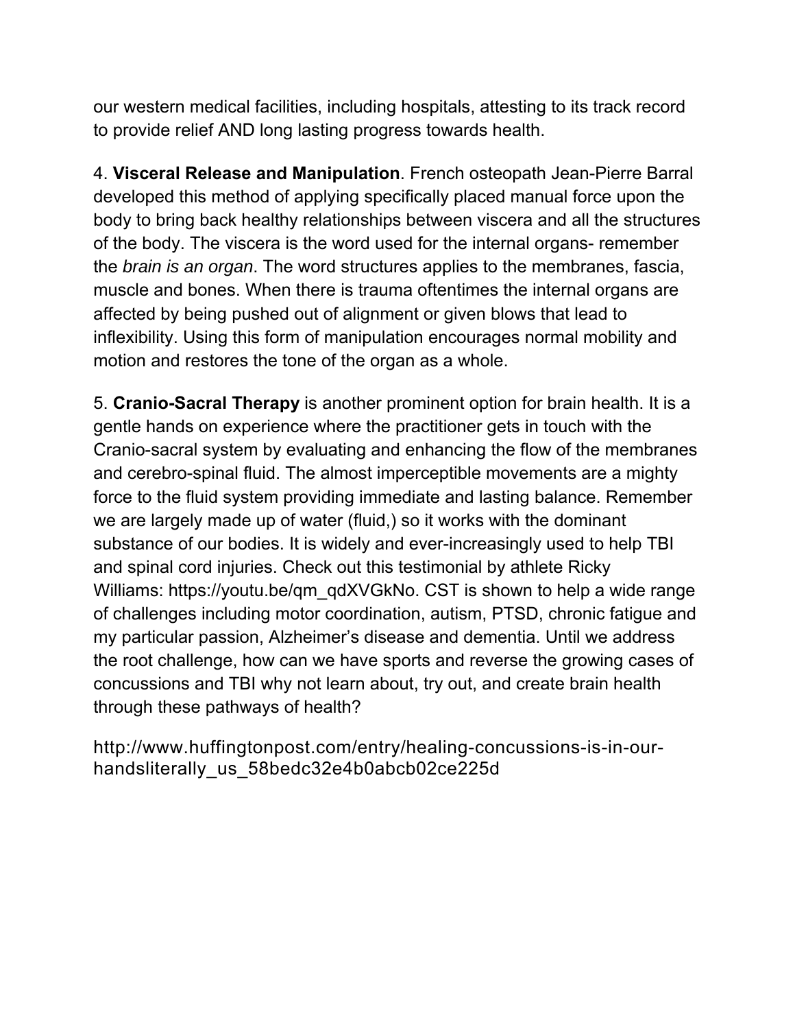our western medical facilities, including hospitals, attesting to its track record to provide relief AND long lasting progress towards health.

4. **Visceral Release and Manipulation**. French osteopath Jean-Pierre Barral developed this method of applying specifically placed manual force upon the body to bring back healthy relationships between viscera and all the structures of the body. The viscera is the word used for the internal organs- remember the *brain is an organ*. The word structures applies to the membranes, fascia, muscle and bones. When there is trauma oftentimes the internal organs are affected by being pushed out of alignment or given blows that lead to inflexibility. Using this form of manipulation encourages normal mobility and motion and restores the tone of the organ as a whole.

5. **Cranio-Sacral Therapy** is another prominent option for brain health. It is a gentle hands on experience where the practitioner gets in touch with the Cranio-sacral system by evaluating and enhancing the flow of the membranes and cerebro-spinal fluid. The almost imperceptible movements are a mighty force to the fluid system providing immediate and lasting balance. Remember we are largely made up of water (fluid,) so it works with the dominant substance of our bodies. It is widely and ever-increasingly used to help TBI and spinal cord injuries. Check out this testimonial by athlete Ricky Williams: https://youtu.be/qm_qdXVGkNo. CST is shown to help a wide range of challenges including motor coordination, autism, PTSD, chronic fatigue and my particular passion, Alzheimer's disease and dementia. Until we address the root challenge, how can we have sports and reverse the growing cases of concussions and TBI why not learn about, try out, and create brain health through these pathways of health?

http://www.huffingtonpost.com/entry/healing-concussions-is-in-our-handsliterally_us_58bedc32e4b0abcb02ce225d